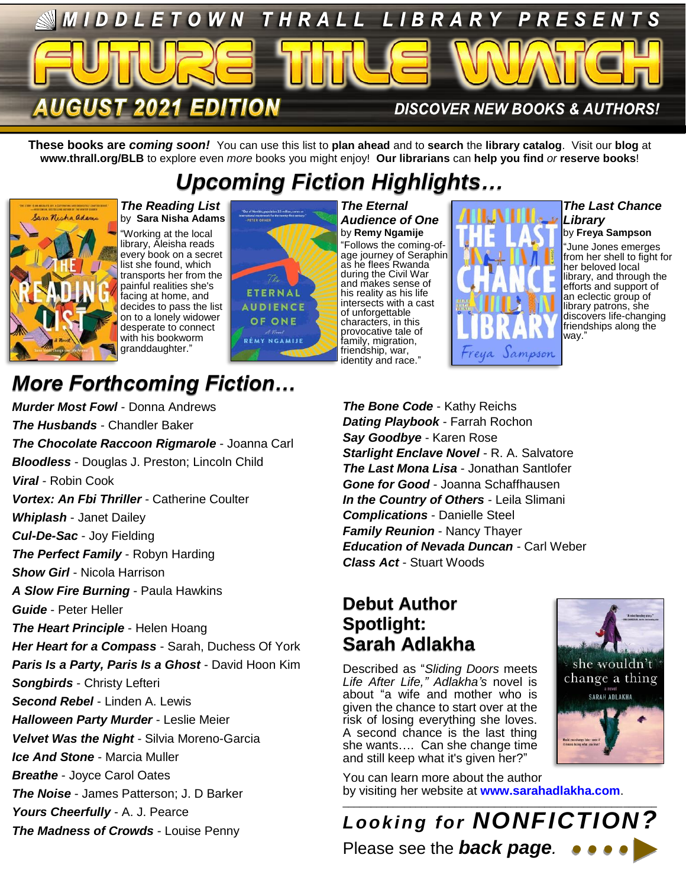# MIDDLETOWN THRALL LIBRARY PRESENTS

# FUTURE TITLE WATCH

**AUGUST 2021 EDITION** — **DISCOVER NEW BOOKS & AUTHORS!**

**These books are** ***coming soon!*** You can use this list to **plan ahead** and to **search** the **library catalog**. Visit our **blog** at **www.thrall.org/BLB** to explore even *more* books you might enjoy! **Our librarians** can **help you find** *or* **reserve books**!

## *Upcoming Fiction Highlights…*

***The Reading List*** by **Sara Nisha Adams**
"Working at the local library, Aleisha reads every book on a secret list she found, which transports her from the painful realities she's facing at home, and decides to pass the list on to a lonely widower desperate to connect with his bookworm granddaughter."

***The Eternal Audience of One*** by **Remy Ngamije**
"Follows the coming-of-age journey of Seraphin as he flees Rwanda during the Civil War and makes sense of his reality as his life intersects with a cast of unforgettable characters, in this provocative tale of family, migration, friendship, war, identity and race."

***The Last Chance Library*** by **Freya Sampson**
"June Jones emerges from her shell to fight for her beloved local library, and through the efforts and support of an eclectic group of library patrons, she discovers life-changing friendships along the way."

## *More Forthcoming Fiction…*

***Murder Most Fowl*** - Donna Andrews
***The Husbands*** - Chandler Baker
***The Chocolate Raccoon Rigmarole*** - Joanna Carl
***Bloodless*** - Douglas J. Preston; Lincoln Child
***Viral*** - Robin Cook
***Vortex: An Fbi Thriller*** - Catherine Coulter
***Whiplash*** - Janet Dailey
***Cul-De-Sac*** - Joy Fielding
***The Perfect Family*** - Robyn Harding
***Show Girl*** - Nicola Harrison
***A Slow Fire Burning*** - Paula Hawkins
***Guide*** - Peter Heller
***The Heart Principle*** - Helen Hoang
***Her Heart for a Compass*** - Sarah, Duchess Of York
***Paris Is a Party, Paris Is a Ghost*** - David Hoon Kim
***Songbirds*** - Christy Lefteri
***Second Rebel*** - Linden A. Lewis
***Halloween Party Murder*** - Leslie Meier
***Velvet Was the Night*** - Silvia Moreno-Garcia
***Ice And Stone*** - Marcia Muller
***Breathe*** - Joyce Carol Oates
***The Noise*** - James Patterson; J. D Barker
***Yours Cheerfully*** - A. J. Pearce
***The Madness of Crowds*** - Louise Penny
***The Bone Code*** - Kathy Reichs
***Dating Playbook*** - Farrah Rochon
***Say Goodbye*** - Karen Rose
***Starlight Enclave Novel*** - R. A. Salvatore
***The Last Mona Lisa*** - Jonathan Santlofer
***Gone for Good*** - Joanna Schaffhausen
***In the Country of Others*** - Leila Slimani
***Complications*** - Danielle Steel
***Family Reunion*** - Nancy Thayer
***Education of Nevada Duncan*** - Carl Weber
***Class Act*** - Stuart Woods

## Debut Author Spotlight: Sarah Adlakha

Described as "*Sliding Doors* meets *Life After Life,*" Adlakha's novel is about "a wife and mother who is given the chance to start over at the risk of losing everything she loves. A second chance is the last thing she wants…. Can she change time and still keep what it's given her?"

You can learn more about the author by visiting her website at **www.sarahadlakha.com**.

## Looking for *NONFICTION?*

Please see the ***back page.***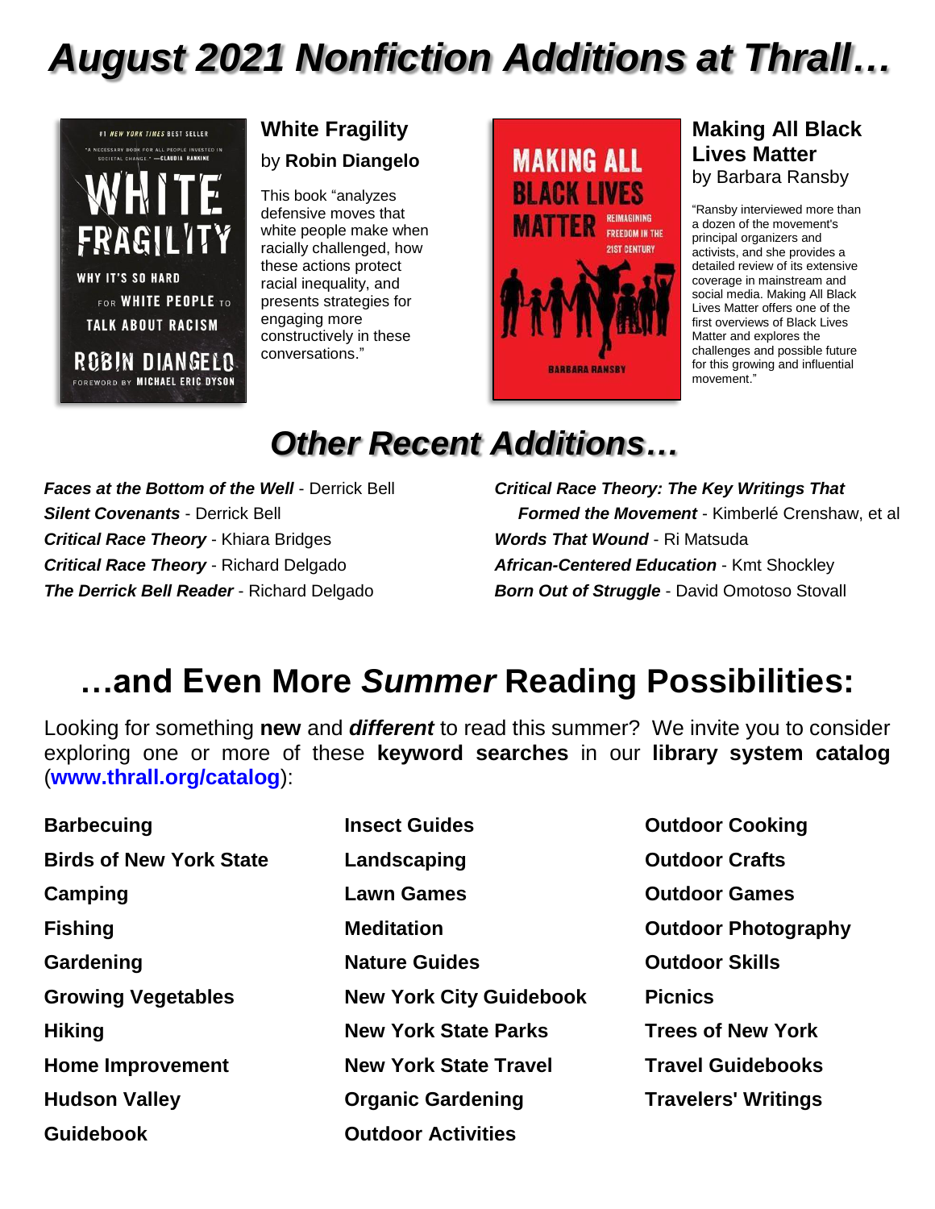# *August 2021 Nonfiction Additions at Thrall…*

## White Fragility

by **Robin Diangelo**

This book "analyzes defensive moves that white people make when racially challenged, how these actions protect racial inequality, and presents strategies for engaging more constructively in these conversations."

## Making All Black Lives Matter

by Barbara Ransby

"Ransby interviewed more than a dozen of the movement's principal organizers and activists, and she provides a detailed review of its extensive coverage in mainstream and social media. Making All Black Lives Matter offers one of the first overviews of Black Lives Matter and explores the challenges and possible future for this growing and influential movement."

# *Other Recent Additions…*

***Faces at the Bottom of the Well*** - Derrick Bell
***Silent Covenants*** - Derrick Bell
***Critical Race Theory*** - Khiara Bridges
***Critical Race Theory*** - Richard Delgado
***The Derrick Bell Reader*** - Richard Delgado
***Critical Race Theory: The Key Writings That Formed the Movement*** - Kimberlé Crenshaw, et al
***Words That Wound*** - Ri Matsuda
***African-Centered Education*** - Kmt Shockley
***Born Out of Struggle*** - David Omotoso Stovall

# …and Even More *Summer* Reading Possibilities:

Looking for something **new** and ***different*** to read this summer? We invite you to consider exploring one or more of these **keyword searches** in our **library system catalog** (**www.thrall.org/catalog**):

**Barbecuing**
**Birds of New York State**
**Camping**
**Fishing**
**Gardening**
**Growing Vegetables**
**Hiking**
**Home Improvement**
**Hudson Valley Guidebook**
**Insect Guides**
**Landscaping**
**Lawn Games**
**Meditation**
**Nature Guides**
**New York City Guidebook**
**New York State Parks**
**New York State Travel**
**Organic Gardening**
**Outdoor Activities**
**Outdoor Cooking**
**Outdoor Crafts**
**Outdoor Games**
**Outdoor Photography**
**Outdoor Skills**
**Picnics**
**Trees of New York**
**Travel Guidebooks**
**Travelers' Writings**